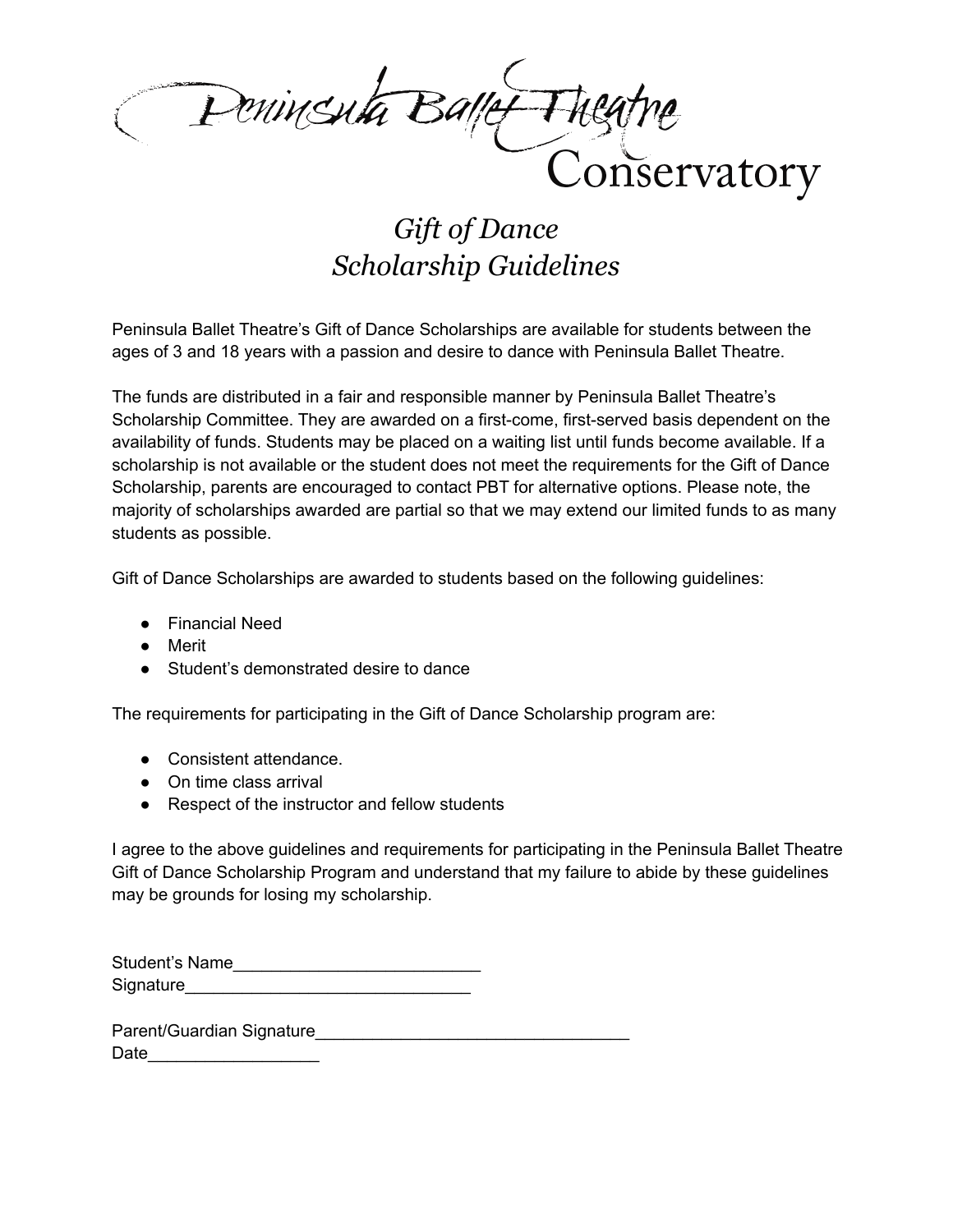Peninsula Ballet Theatre
Conservatory

# *Gift of Dance*
# *Scholarship Guidelines*

Peninsula Ballet Theatre's Gift of Dance Scholarships are available for students between the ages of 3 and 18 years with a passion and desire to dance with Peninsula Ballet Theatre.

The funds are distributed in a fair and responsible manner by Peninsula Ballet Theatre's Scholarship Committee. They are awarded on a first-come, first-served basis dependent on the availability of funds. Students may be placed on a waiting list until funds become available. If a scholarship is not available or the student does not meet the requirements for the Gift of Dance Scholarship, parents are encouraged to contact PBT for alternative options. Please note, the majority of scholarships awarded are partial so that we may extend our limited funds to as many students as possible.

Gift of Dance Scholarships are awarded to students based on the following guidelines:

- Financial Need
- Merit
- Student's demonstrated desire to dance

The requirements for participating in the Gift of Dance Scholarship program are:

- Consistent attendance.
- On time class arrival
- Respect of the instructor and fellow students

I agree to the above guidelines and requirements for participating in the Peninsula Ballet Theatre Gift of Dance Scholarship Program and understand that my failure to abide by these guidelines may be grounds for losing my scholarship.

Student's Name___________________________
Signature_______________________________

Parent/Guardian Signature_________________________________
Date__________________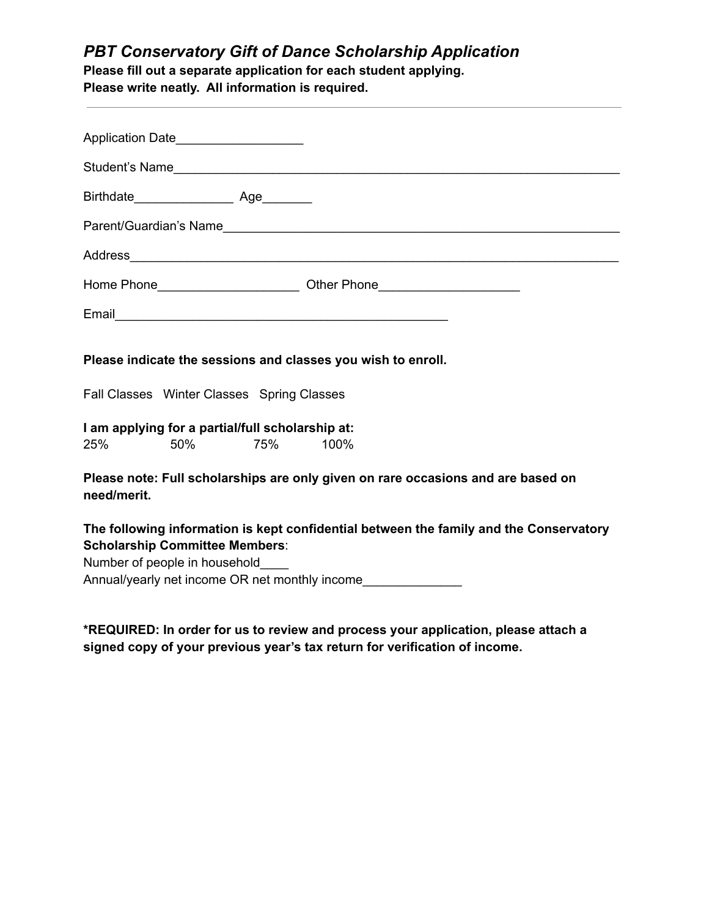# *PBT Conservatory Gift of Dance Scholarship Application*

**Please fill out a separate application for each student applying.**
**Please write neatly. All information is required.**

---

Application Date__________________

Student's Name_______________________________________________________________

Birthdate______________ Age_______

Parent/Guardian's Name_________________________________________________________

Address______________________________________________________________________

Home Phone____________________ Other Phone____________________

Email________________________________________________

**Please indicate the sessions and classes you wish to enroll.**

Fall Classes Winter Classes Spring Classes

**I am applying for a partial/full scholarship at:**
25% 50% 75% 100%

**Please note: Full scholarships are only given on rare occasions and are based on need/merit.**

**The following information is kept confidential between the family and the Conservatory Scholarship Committee Members**:
Number of people in household____
Annual/yearly net income OR net monthly income______________

**\*REQUIRED: In order for us to review and process your application, please attach a signed copy of your previous year's tax return for verification of income.**